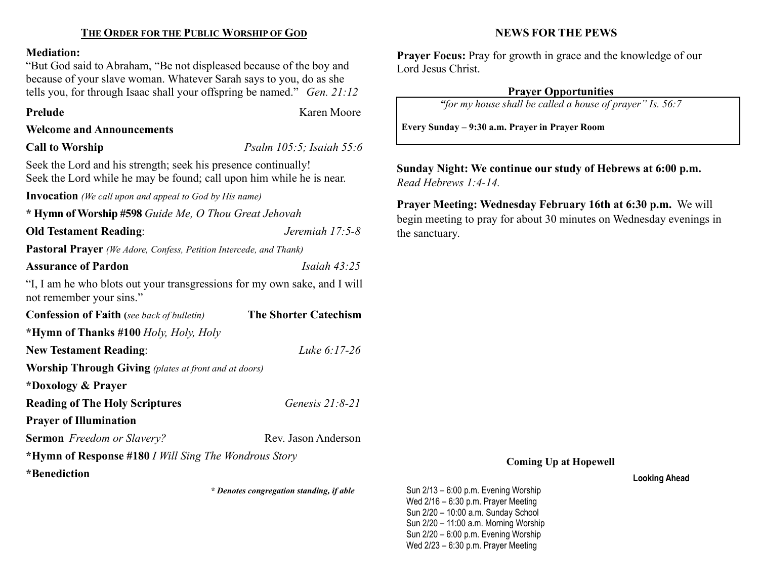## THE ORDER FOR THE PUBLIC WORSHIP OF GOD

**Mediation:**
"But God said to Abraham, "Be not displeased because of the boy and because of your slave woman. Whatever Sarah says to you, do as she tells you, for through Isaac shall your offspring be named." *Gen. 21:12*

**Prelude** Karen Moore

**Welcome and Announcements**

**Call to Worship** *Psalm 105:5; Isaiah 55:6*

Seek the Lord and his strength; seek his presence continually!
Seek the Lord while he may be found; call upon him while he is near.

**Invocation** *(We call upon and appeal to God by His name)*

**\* Hymn of Worship #598** *Guide Me, O Thou Great Jehovah*

**Old Testament Reading**: *Jeremiah 17:5-8*

**Pastoral Prayer** *(We Adore, Confess, Petition Intercede, and Thank)*

**Assurance of Pardon** *Isaiah 43:25*

"I, I am he who blots out your transgressions for my own sake, and I will not remember your sins."

**Confession of Faith (***see back of bulletin)* **The Shorter Catechism**

**\*Hymn of Thanks #100** *Holy, Holy, Holy*

**New Testament Reading**: *Luke 6:17-26*

**Worship Through Giving** *(plates at front and at doors)*

**\*Doxology & Prayer**

**Reading of The Holy Scriptures** *Genesis 21:8-21*

**Prayer of Illumination**

**Sermon** *Freedom or Slavery?* Rev. Jason Anderson

**\*Hymn of Response #180** *I Will Sing The Wondrous Story*

**\*Benediction**

***\* Denotes congregation standing, if able***

## NEWS FOR THE PEWS

**Prayer Focus:** Pray for growth in grace and the knowledge of our Lord Jesus Christ.

**Prayer Opportunities**

*"for my house shall be called a house of prayer" Is. 56:7*

**Every Sunday – 9:30 a.m. Prayer in Prayer Room**

**Sunday Night: We continue our study of Hebrews at 6:00 p.m.**
*Read Hebrews 1:4-14.*

**Prayer Meeting: Wednesday February 16th at 6:30 p.m.** We will begin meeting to pray for about 30 minutes on Wednesday evenings in the sanctuary.

**Coming Up at Hopewell**

**Looking Ahead**

Sun 2/13 – 6:00 p.m. Evening Worship
Wed 2/16 – 6:30 p.m. Prayer Meeting
Sun 2/20 – 10:00 a.m. Sunday School
Sun 2/20 – 11:00 a.m. Morning Worship
Sun 2/20 – 6:00 p.m. Evening Worship
Wed 2/23 – 6:30 p.m. Prayer Meeting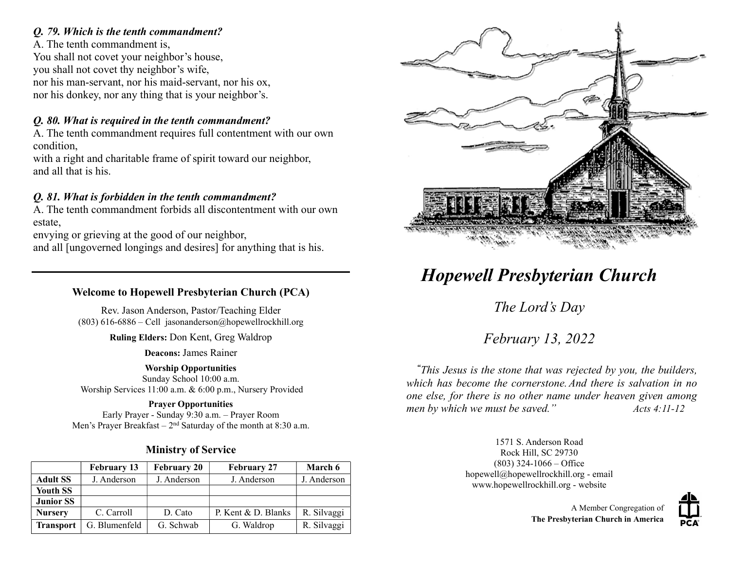***Q. 79. Which is the tenth commandment?***

A. The tenth commandment is,
You shall not covet your neighbor's house,
you shall not covet thy neighbor's wife,
nor his man-servant, nor his maid-servant, nor his ox,
nor his donkey, nor any thing that is your neighbor's.

***Q. 80. What is required in the tenth commandment?***

A. The tenth commandment requires full contentment with our own condition,
with a right and charitable frame of spirit toward our neighbor,
and all that is his.

***Q. 81. What is forbidden in the tenth commandment?***

A. The tenth commandment forbids all discontentment with our own estate,
envying or grieving at the good of our neighbor,
and all [ungoverned longings and desires] for anything that is his.

---

### Welcome to Hopewell Presbyterian Church (PCA)

Rev. Jason Anderson, Pastor/Teaching Elder
(803) 616-6886 – Cell jasonanderson@hopewellrockhill.org

**Ruling Elders:** Don Kent, Greg Waldrop

**Deacons:** James Rainer

**Worship Opportunities**
Sunday School 10:00 a.m.
Worship Services 11:00 a.m. & 6:00 p.m., Nursery Provided

**Prayer Opportunities**
Early Prayer - Sunday 9:30 a.m. – Prayer Room
Men's Prayer Breakfast – 2nd Saturday of the month at 8:30 a.m.

### Ministry of Service

| | February 13 | February 20 | February 27 | March 6 |
|---|---|---|---|---|
| **Adult SS** | J. Anderson | J. Anderson | J. Anderson | J. Anderson |
| **Youth SS** | | | | |
| **Junior SS** | | | | |
| **Nursery** | C. Carroll | D. Cato | P. Kent & D. Blanks | R. Silvaggi |
| **Transport** | G. Blumenfeld | G. Schwab | G. Waldrop | R. Silvaggi |

# *Hopewell Presbyterian Church*

## *The Lord's Day*

## *February 13, 2022*

*"This Jesus is the stone that was rejected by you, the builders, which has become the cornerstone. And there is salvation in no one else, for there is no other name under heaven given among men by which we must be saved."* *Acts 4:11-12*

1571 S. Anderson Road
Rock Hill, SC 29730
(803) 324-1066 – Office
hopewell@hopewellrockhill.org - email
www.hopewellrockhill.org - website

A Member Congregation of
**The Presbyterian Church in America**

PCA